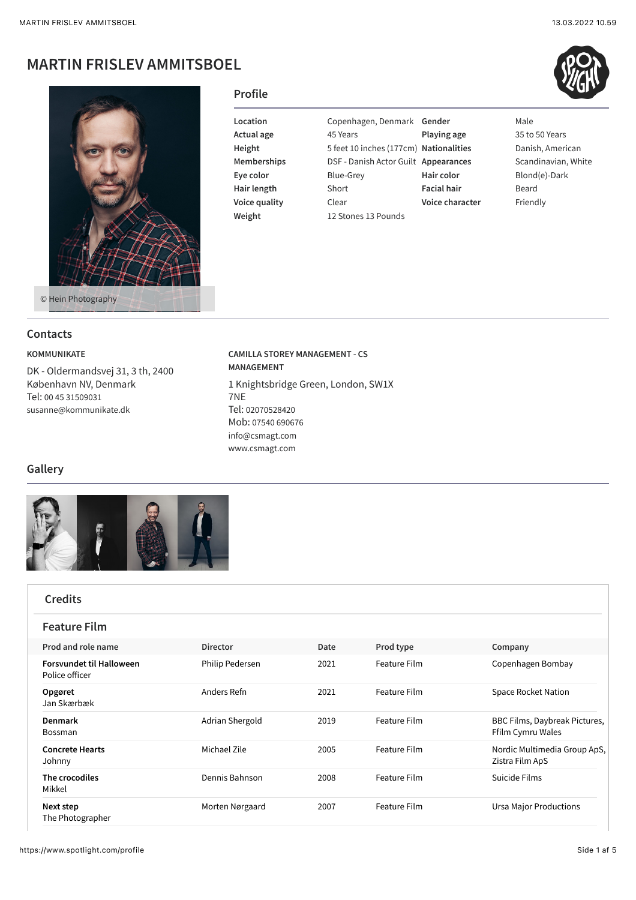# MARTIN FRISLEV AMMITSBOEL

© Hein Photography

## Profile

| | | | |
|---|---|---|---|
| **Location** | Copenhagen, Denmark | **Gender** | Male |
| **Actual age** | 45 Years | **Playing age** | 35 to 50 Years |
| **Height** | 5 feet 10 inches (177cm) | **Nationalities** | Danish, American |
| **Memberships** | DSF - Danish Actor Guilt | **Appearances** | Scandinavian, White |
| **Eye color** | Blue-Grey | **Hair color** | Blond(e)-Dark |
| **Hair length** | Short | **Facial hair** | Beard |
| **Voice quality** | Clear | **Voice character** | Friendly |
| **Weight** | 12 Stones 13 Pounds | | |

## Contacts

**KOMMUNIKATE**

DK - Oldermandsvej 31, 3 th, 2400 København NV, Denmark
Tel: 00 45 31509031
susanne@kommunikate.dk

**CAMILLA STOREY MANAGEMENT - CS MANAGEMENT**

1 Knightsbridge Green, London, SW1X 7NE
Tel: 02070528420
Mob: 07540 690676
info@csmagt.com
www.csmagt.com

## Gallery

## Credits

### Feature Film

| Prod and role name | Director | Date | Prod type | Company |
|---|---|---|---|---|
| **Forsvundet til Halloween**<br>Police officer | Philip Pedersen | 2021 | Feature Film | Copenhagen Bombay |
| **Opgøret**<br>Jan Skærbæk | Anders Refn | 2021 | Feature Film | Space Rocket Nation |
| **Denmark**<br>Bossman | Adrian Shergold | 2019 | Feature Film | BBC Films, Daybreak Pictures, Ffilm Cymru Wales |
| **Concrete Hearts**<br>Johnny | Michael Zile | 2005 | Feature Film | Nordic Multimedia Group ApS, Zistra Film ApS |
| **The crocodiles**<br>Mikkel | Dennis Bahnson | 2008 | Feature Film | Suicide Films |
| **Next step**<br>The Photographer | Morten Nørgaard | 2007 | Feature Film | Ursa Major Productions |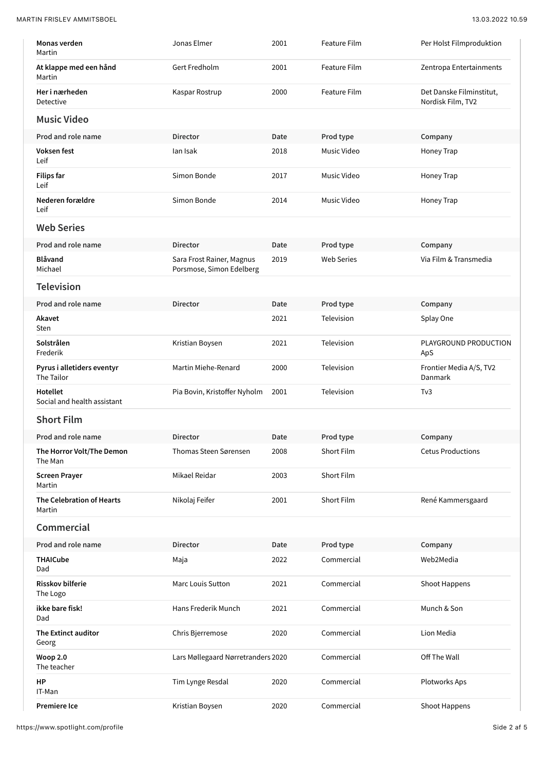| Prod and role name | Director | Date | Prod type | Company |
|---|---|---|---|---|
| **Monas verden**<br>Martin | Jonas Elmer | 2001 | Feature Film | Per Holst Filmproduktion |
| **At klappe med een hånd**<br>Martin | Gert Fredholm | 2001 | Feature Film | Zentropa Entertainments |
| **Her i nærheden**<br>Detective | Kaspar Rostrup | 2000 | Feature Film | Det Danske Filminstitut, Nordisk Film, TV2 |

## Music Video

| Prod and role name | Director | Date | Prod type | Company |
|---|---|---|---|---|
| **Voksen fest**<br>Leif | Ian Isak | 2018 | Music Video | Honey Trap |
| **Filips far**<br>Leif | Simon Bonde | 2017 | Music Video | Honey Trap |
| **Nederen forældre**<br>Leif | Simon Bonde | 2014 | Music Video | Honey Trap |

## Web Series

| Prod and role name | Director | Date | Prod type | Company |
|---|---|---|---|---|
| **Blåvand**<br>Michael | Sara Frost Rainer, Magnus Porsmose, Simon Edelberg | 2019 | Web Series | Via Film & Transmedia |

## Television

| Prod and role name | Director | Date | Prod type | Company |
|---|---|---|---|---|
| **Akavet**<br>Sten | | 2021 | Television | Splay One |
| **Solstrålen**<br>Frederik | Kristian Boysen | 2021 | Television | PLAYGROUND PRODUCTION ApS |
| **Pyrus i alletiders eventyr**<br>The Tailor | Martin Miehe-Renard | 2000 | Television | Frontier Media A/S, TV2 Danmark |
| **Hotellet**<br>Social and health assistant | Pia Bovin, Kristoffer Nyholm | 2001 | Television | Tv3 |

## Short Film

| Prod and role name | Director | Date | Prod type | Company |
|---|---|---|---|---|
| **The Horror Volt/The Demon**<br>The Man | Thomas Steen Sørensen | 2008 | Short Film | Cetus Productions |
| **Screen Prayer**<br>Martin | Mikael Reidar | 2003 | Short Film | |
| **The Celebration of Hearts**<br>Martin | Nikolaj Feifer | 2001 | Short Film | René Kammersgaard |

## Commercial

| Prod and role name | Director | Date | Prod type | Company |
|---|---|---|---|---|
| **THAICube**<br>Dad | Maja | 2022 | Commercial | Web2Media |
| **Risskov bilferie**<br>The Logo | Marc Louis Sutton | 2021 | Commercial | Shoot Happens |
| **ikke bare fisk!**<br>Dad | Hans Frederik Munch | 2021 | Commercial | Munch & Son |
| **The Extinct auditor**<br>Georg | Chris Bjerremose | 2020 | Commercial | Lion Media |
| **Woop 2.0**<br>The teacher | Lars Møllegaard Nørretranders | 2020 | Commercial | Off The Wall |
| **HP**<br>IT-Man | Tim Lynge Resdal | 2020 | Commercial | Plotworks Aps |
| **Premiere Ice** | Kristian Boysen | 2020 | Commercial | Shoot Happens |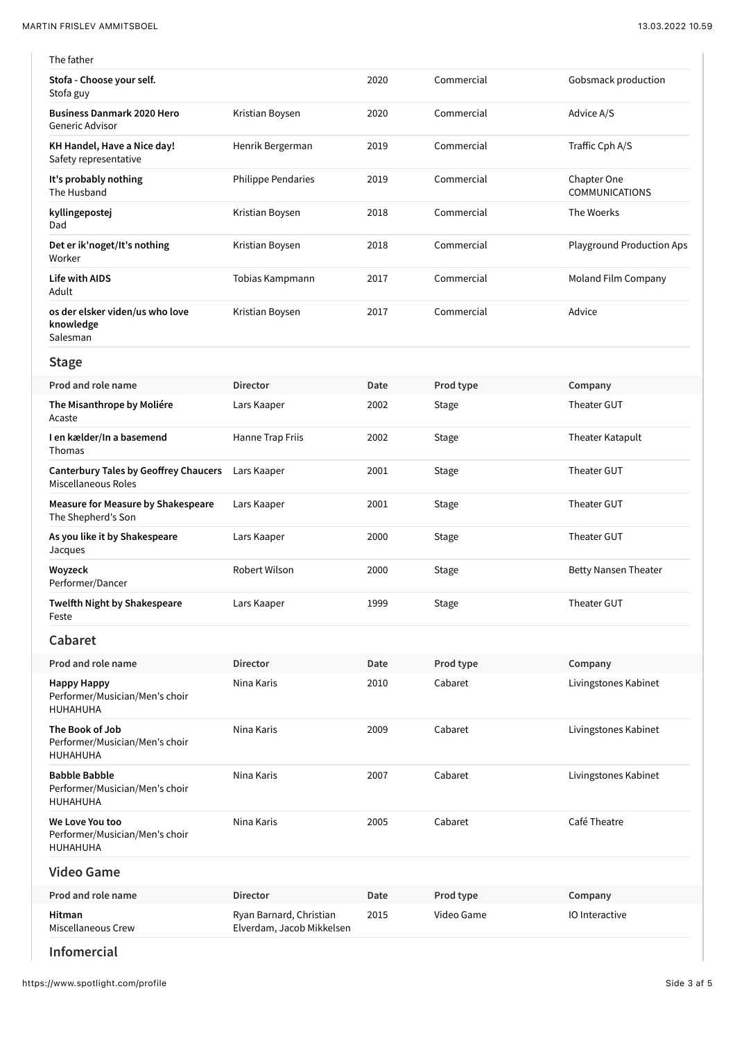| Prod and role name | Director | Date | Prod type | Company |
| --- | --- | --- | --- | --- |
| The father | | | | |
| **Stofa - Choose your self.** Stofa guy | | 2020 | Commercial | Gobsmack production |
| **Business Danmark 2020 Hero** Generic Advisor | Kristian Boysen | 2020 | Commercial | Advice A/S |
| **KH Handel, Have a Nice day!** Safety representative | Henrik Bergerman | 2019 | Commercial | Traffic Cph A/S |
| **It's probably nothing** The Husband | Philippe Pendaries | 2019 | Commercial | Chapter One COMMUNICATIONS |
| **kyllingepostej** Dad | Kristian Boysen | 2018 | Commercial | The Woerks |
| **Det er ik'noget/It's nothing** Worker | Kristian Boysen | 2018 | Commercial | Playground Production Aps |
| **Life with AIDS** Adult | Tobias Kampmann | 2017 | Commercial | Moland Film Company |
| **os der elsker viden/us who love knowledge** Salesman | Kristian Boysen | 2017 | Commercial | Advice |

## Stage

| Prod and role name | Director | Date | Prod type | Company |
| --- | --- | --- | --- | --- |
| **The Misanthrope by Moliére** Acaste | Lars Kaaper | 2002 | Stage | Theater GUT |
| **I en kælder/In a basemend** Thomas | Hanne Trap Friis | 2002 | Stage | Theater Katapult |
| **Canterbury Tales by Geoffrey Chaucers** Miscellaneous Roles | Lars Kaaper | 2001 | Stage | Theater GUT |
| **Measure for Measure by Shakespeare** The Shepherd's Son | Lars Kaaper | 2001 | Stage | Theater GUT |
| **As you like it by Shakespeare** Jacques | Lars Kaaper | 2000 | Stage | Theater GUT |
| **Woyzeck** Performer/Dancer | Robert Wilson | 2000 | Stage | Betty Nansen Theater |
| **Twelfth Night by Shakespeare** Feste | Lars Kaaper | 1999 | Stage | Theater GUT |

## Cabaret

| Prod and role name | Director | Date | Prod type | Company |
| --- | --- | --- | --- | --- |
| **Happy Happy** Performer/Musician/Men's choir HUHAHUHA | Nina Karis | 2010 | Cabaret | Livingstones Kabinet |
| **The Book of Job** Performer/Musician/Men's choir HUHAHUHA | Nina Karis | 2009 | Cabaret | Livingstones Kabinet |
| **Babble Babble** Performer/Musician/Men's choir HUHAHUHA | Nina Karis | 2007 | Cabaret | Livingstones Kabinet |
| **We Love You too** Performer/Musician/Men's choir HUHAHUHA | Nina Karis | 2005 | Cabaret | Café Theatre |

## Video Game

| Prod and role name | Director | Date | Prod type | Company |
| --- | --- | --- | --- | --- |
| **Hitman** Miscellaneous Crew | Ryan Barnard, Christian Elverdam, Jacob Mikkelsen | 2015 | Video Game | IO Interactive |

## Infomercial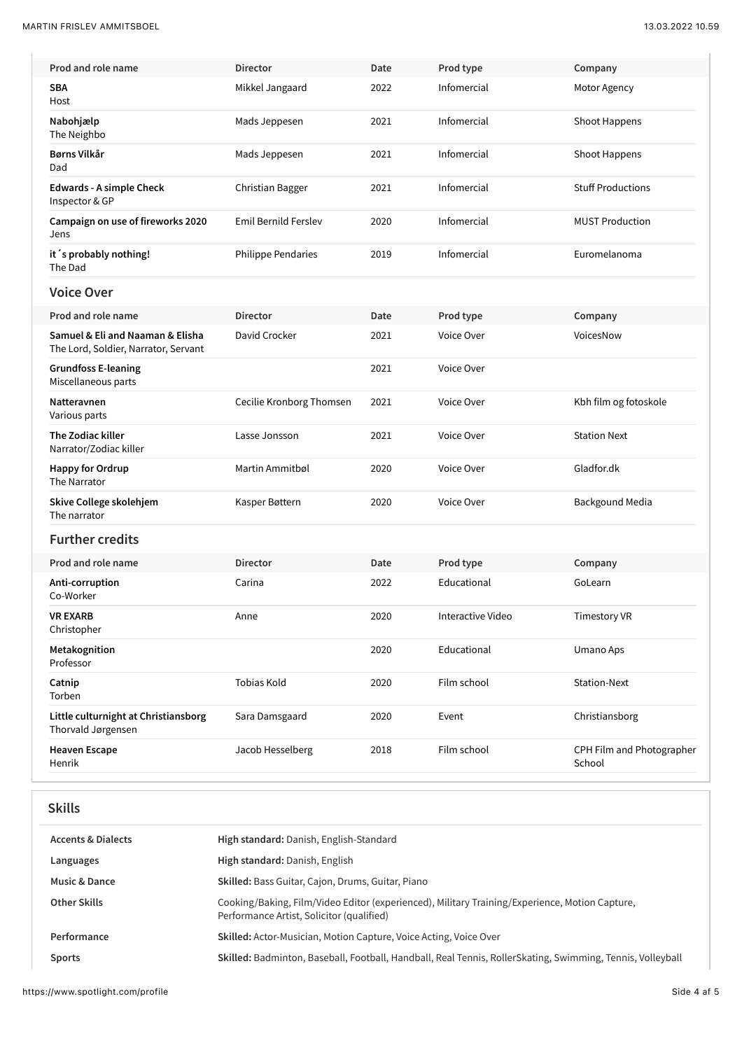| Prod and role name | Director | Date | Prod type | Company |
|---|---|---|---|---|
| **SBA**<br>Host | Mikkel Jangaard | 2022 | Infomercial | Motor Agency |
| **Nabohjælp**<br>The Neighbo | Mads Jeppesen | 2021 | Infomercial | Shoot Happens |
| **Børns Vilkår**<br>Dad | Mads Jeppesen | 2021 | Infomercial | Shoot Happens |
| **Edwards - A simple Check**<br>Inspector & GP | Christian Bagger | 2021 | Infomercial | Stuff Productions |
| **Campaign on use of fireworks 2020**<br>Jens | Emil Bernild Ferslev | 2020 | Infomercial | MUST Production |
| **it´s probably nothing!**<br>The Dad | Philippe Pendaries | 2019 | Infomercial | Euromelanoma |

## Voice Over

| Prod and role name | Director | Date | Prod type | Company |
|---|---|---|---|---|
| **Samuel & Eli and Naaman & Elisha**<br>The Lord, Soldier, Narrator, Servant | David Crocker | 2021 | Voice Over | VoicesNow |
| **Grundfoss E-leaning**<br>Miscellaneous parts | | 2021 | Voice Over | |
| **Natteravnen**<br>Various parts | Cecilie Kronborg Thomsen | 2021 | Voice Over | Kbh film og fotoskole |
| **The Zodiac killer**<br>Narrator/Zodiac killer | Lasse Jonsson | 2021 | Voice Over | Station Next |
| **Happy for Ordrup**<br>The Narrator | Martin Ammitbøl | 2020 | Voice Over | Gladfor.dk |
| **Skive College skolehjem**<br>The narrator | Kasper Bøttern | 2020 | Voice Over | Backgound Media |

## Further credits

| Prod and role name | Director | Date | Prod type | Company |
|---|---|---|---|---|
| **Anti-corruption**<br>Co-Worker | Carina | 2022 | Educational | GoLearn |
| **VR EXARB**<br>Christopher | Anne | 2020 | Interactive Video | Timestory VR |
| **Metakognition**<br>Professor | | 2020 | Educational | Umano Aps |
| **Catnip**<br>Torben | Tobias Kold | 2020 | Film school | Station-Next |
| **Little culturnight at Christiansborg**<br>Thorvald Jørgensen | Sara Damsgaard | 2020 | Event | Christiansborg |
| **Heaven Escape**<br>Henrik | Jacob Hesselberg | 2018 | Film school | CPH Film and Photographer School |

## Skills

| | |
|---|---|
| Accents & Dialects | **High standard:** Danish, English-Standard |
| Languages | **High standard:** Danish, English |
| Music & Dance | **Skilled:** Bass Guitar, Cajon, Drums, Guitar, Piano |
| Other Skills | Cooking/Baking, Film/Video Editor (experienced), Military Training/Experience, Motion Capture, Performance Artist, Solicitor (qualified) |
| Performance | **Skilled:** Actor-Musician, Motion Capture, Voice Acting, Voice Over |
| Sports | **Skilled:** Badminton, Baseball, Football, Handball, Real Tennis, RollerSkating, Swimming, Tennis, Volleyball |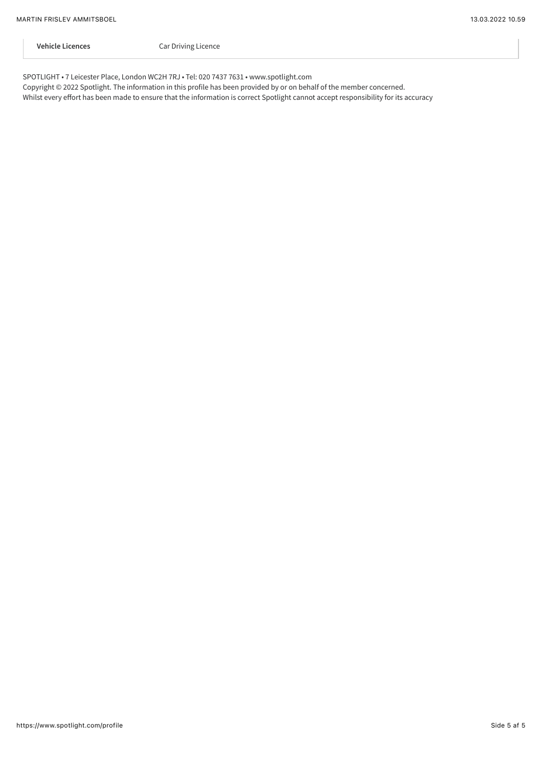| | |
|---|---|
| **Vehicle Licences** | Car Driving Licence |

SPOTLIGHT • 7 Leicester Place, London WC2H 7RJ • Tel: 020 7437 7631 • www.spotlight.com
Copyright © 2022 Spotlight. The information in this profile has been provided by or on behalf of the member concerned.
Whilst every effort has been made to ensure that the information is correct Spotlight cannot accept responsibility for its accuracy